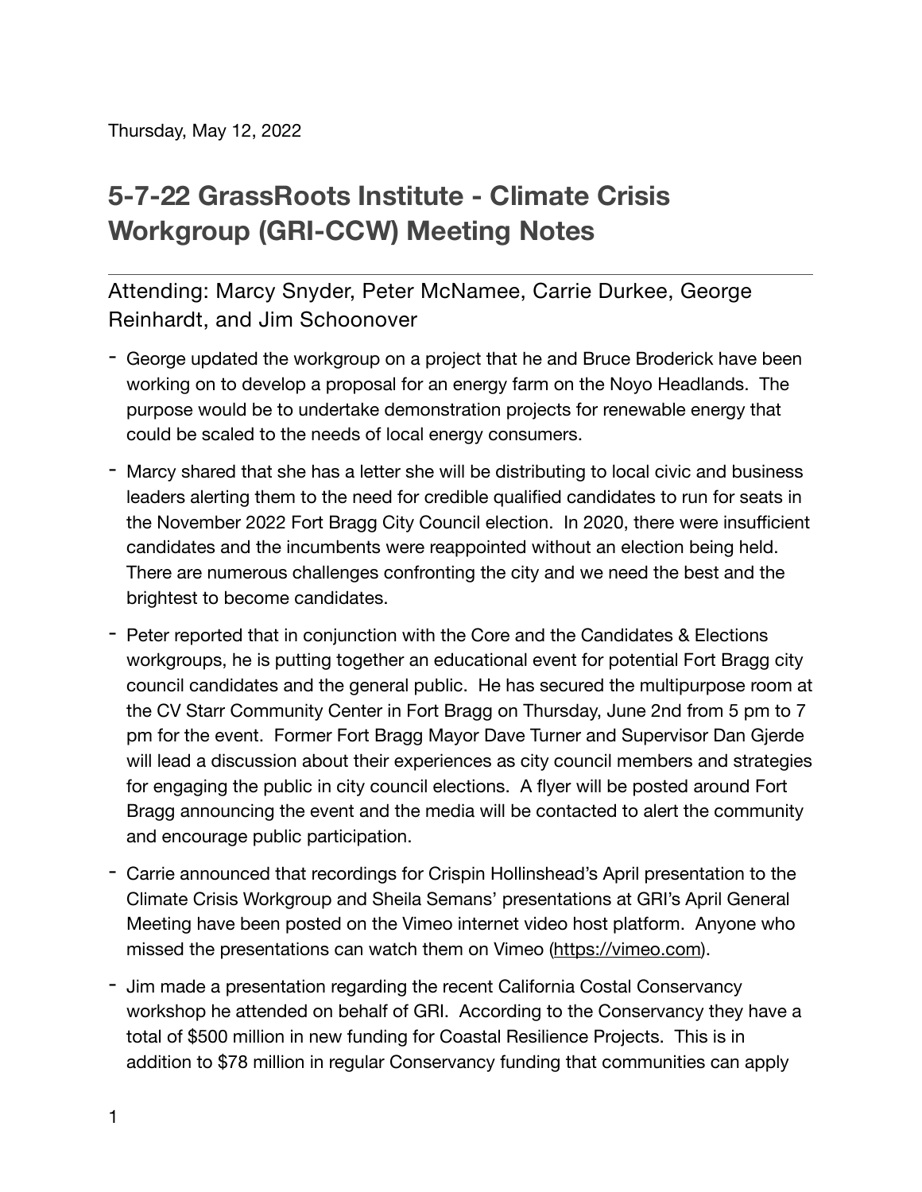Thursday, May 12, 2022

# 5-7-22 GrassRoots Institute - Climate Crisis Workgroup (GRI-CCW) Meeting Notes

## Attending: Marcy Snyder, Peter McNamee, Carrie Durkee, George Reinhardt, and Jim Schoonover

- George updated the workgroup on a project that he and Bruce Broderick have been working on to develop a proposal for an energy farm on the Noyo Headlands. The purpose would be to undertake demonstration projects for renewable energy that could be scaled to the needs of local energy consumers.
- Marcy shared that she has a letter she will be distributing to local civic and business leaders alerting them to the need for credible qualified candidates to run for seats in the November 2022 Fort Bragg City Council election. In 2020, there were insufficient candidates and the incumbents were reappointed without an election being held. There are numerous challenges confronting the city and we need the best and the brightest to become candidates.
- Peter reported that in conjunction with the Core and the Candidates & Elections workgroups, he is putting together an educational event for potential Fort Bragg city council candidates and the general public. He has secured the multipurpose room at the CV Starr Community Center in Fort Bragg on Thursday, June 2nd from 5 pm to 7 pm for the event. Former Fort Bragg Mayor Dave Turner and Supervisor Dan Gjerde will lead a discussion about their experiences as city council members and strategies for engaging the public in city council elections. A flyer will be posted around Fort Bragg announcing the event and the media will be contacted to alert the community and encourage public participation.
- Carrie announced that recordings for Crispin Hollinshead's April presentation to the Climate Crisis Workgroup and Sheila Semans' presentations at GRI's April General Meeting have been posted on the Vimeo internet video host platform. Anyone who missed the presentations can watch them on Vimeo (https://vimeo.com).
- Jim made a presentation regarding the recent California Costal Conservancy workshop he attended on behalf of GRI. According to the Conservancy they have a total of $500 million in new funding for Coastal Resilience Projects. This is in addition to $78 million in regular Conservancy funding that communities can apply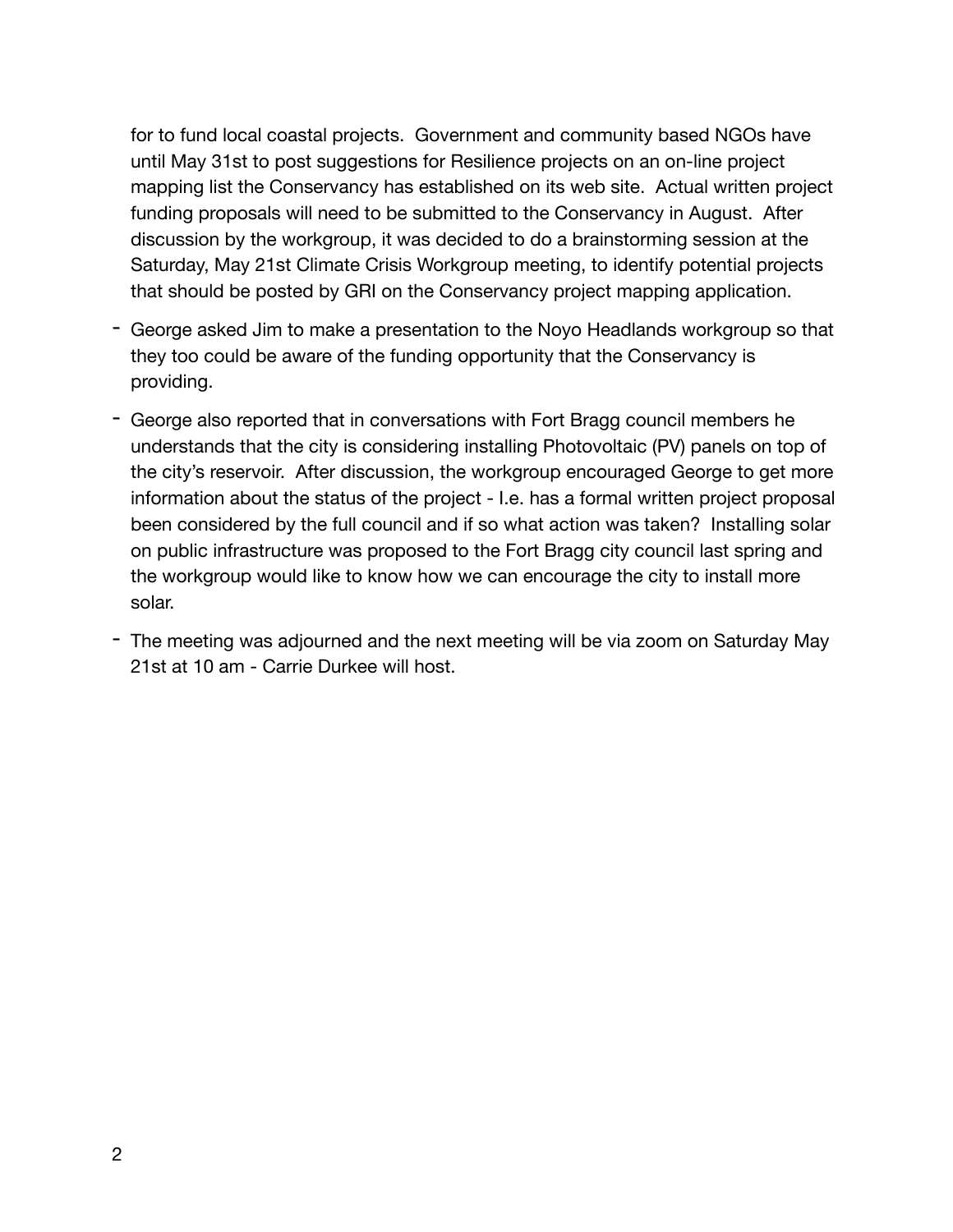for to fund local coastal projects. Government and community based NGOs have until May 31st to post suggestions for Resilience projects on an on-line project mapping list the Conservancy has established on its web site. Actual written project funding proposals will need to be submitted to the Conservancy in August. After discussion by the workgroup, it was decided to do a brainstorming session at the Saturday, May 21st Climate Crisis Workgroup meeting, to identify potential projects that should be posted by GRI on the Conservancy project mapping application.

- George asked Jim to make a presentation to the Noyo Headlands workgroup so that they too could be aware of the funding opportunity that the Conservancy is providing.
- George also reported that in conversations with Fort Bragg council members he understands that the city is considering installing Photovoltaic (PV) panels on top of the city's reservoir. After discussion, the workgroup encouraged George to get more information about the status of the project - I.e. has a formal written project proposal been considered by the full council and if so what action was taken? Installing solar on public infrastructure was proposed to the Fort Bragg city council last spring and the workgroup would like to know how we can encourage the city to install more solar.
- The meeting was adjourned and the next meeting will be via zoom on Saturday May 21st at 10 am - Carrie Durkee will host.